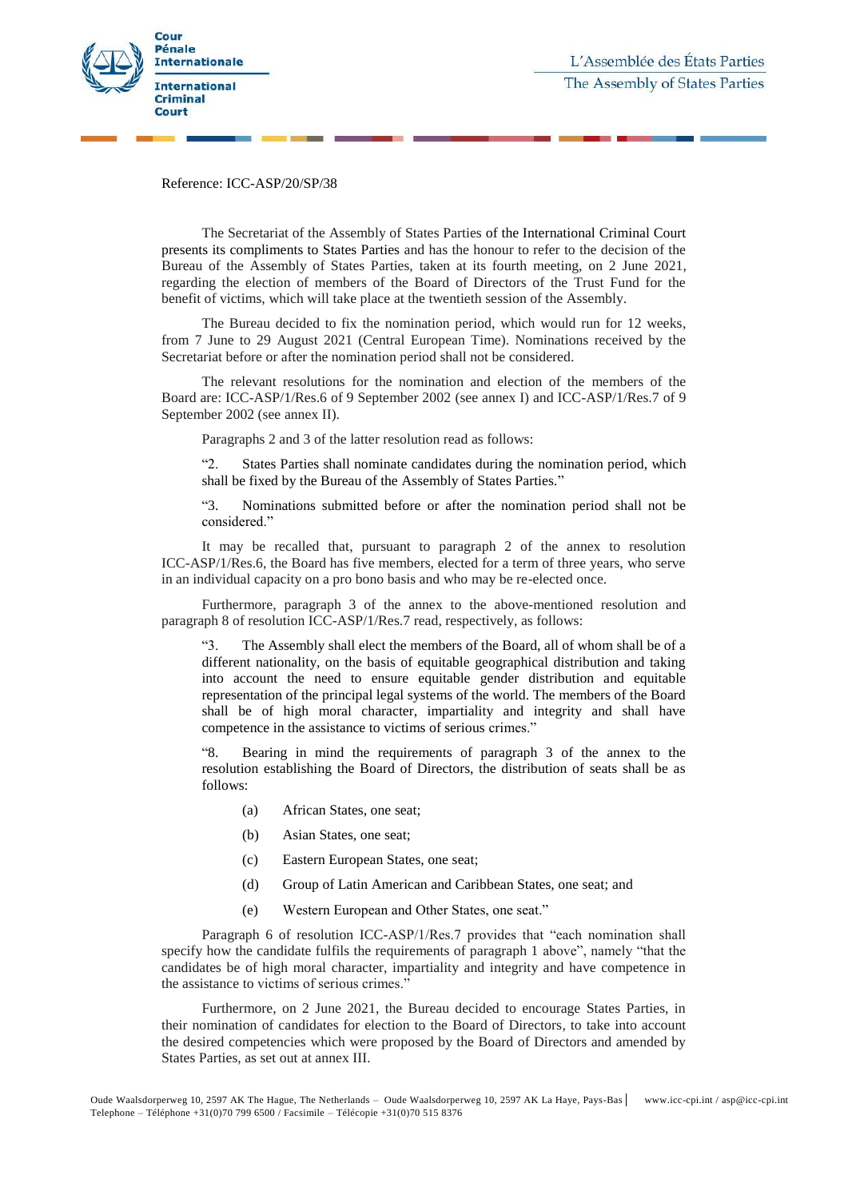Reference: ICC-ASP/20/SP/38

The Secretariat of the Assembly of States Parties of the International Criminal Court presents its compliments to States Parties and has the honour to refer to the decision of the Bureau of the Assembly of States Parties, taken at its fourth meeting, on 2 June 2021, regarding the election of members of the Board of Directors of the Trust Fund for the benefit of victims, which will take place at the twentieth session of the Assembly.

The Bureau decided to fix the nomination period, which would run for 12 weeks, from 7 June to 29 August 2021 (Central European Time). Nominations received by the Secretariat before or after the nomination period shall not be considered.

The relevant resolutions for the nomination and election of the members of the Board are: ICC-ASP/1/Res.6 of 9 September 2002 (see annex I) and ICC-ASP/1/Res.7 of 9 September 2002 (see annex II).

Paragraphs 2 and 3 of the latter resolution read as follows:

> "2. States Parties shall nominate candidates during the nomination period, which shall be fixed by the Bureau of the Assembly of States Parties."

> "3. Nominations submitted before or after the nomination period shall not be considered."

It may be recalled that, pursuant to paragraph 2 of the annex to resolution ICC-ASP/1/Res.6, the Board has five members, elected for a term of three years, who serve in an individual capacity on a pro bono basis and who may be re-elected once.

Furthermore, paragraph 3 of the annex to the above-mentioned resolution and paragraph 8 of resolution ICC-ASP/1/Res.7 read, respectively, as follows:

> "3. The Assembly shall elect the members of the Board, all of whom shall be of a different nationality, on the basis of equitable geographical distribution and taking into account the need to ensure equitable gender distribution and equitable representation of the principal legal systems of the world. The members of the Board shall be of high moral character, impartiality and integrity and shall have competence in the assistance to victims of serious crimes."

> "8. Bearing in mind the requirements of paragraph 3 of the annex to the resolution establishing the Board of Directors, the distribution of seats shall be as follows:
>
> (a) African States, one seat;
>
> (b) Asian States, one seat;
>
> (c) Eastern European States, one seat;
>
> (d) Group of Latin American and Caribbean States, one seat; and
>
> (e) Western European and Other States, one seat."

Paragraph 6 of resolution ICC-ASP/1/Res.7 provides that "each nomination shall specify how the candidate fulfils the requirements of paragraph 1 above", namely "that the candidates be of high moral character, impartiality and integrity and have competence in the assistance to victims of serious crimes."

Furthermore, on 2 June 2021, the Bureau decided to encourage States Parties, in their nomination of candidates for election to the Board of Directors, to take into account the desired competencies which were proposed by the Board of Directors and amended by States Parties, as set out at annex III.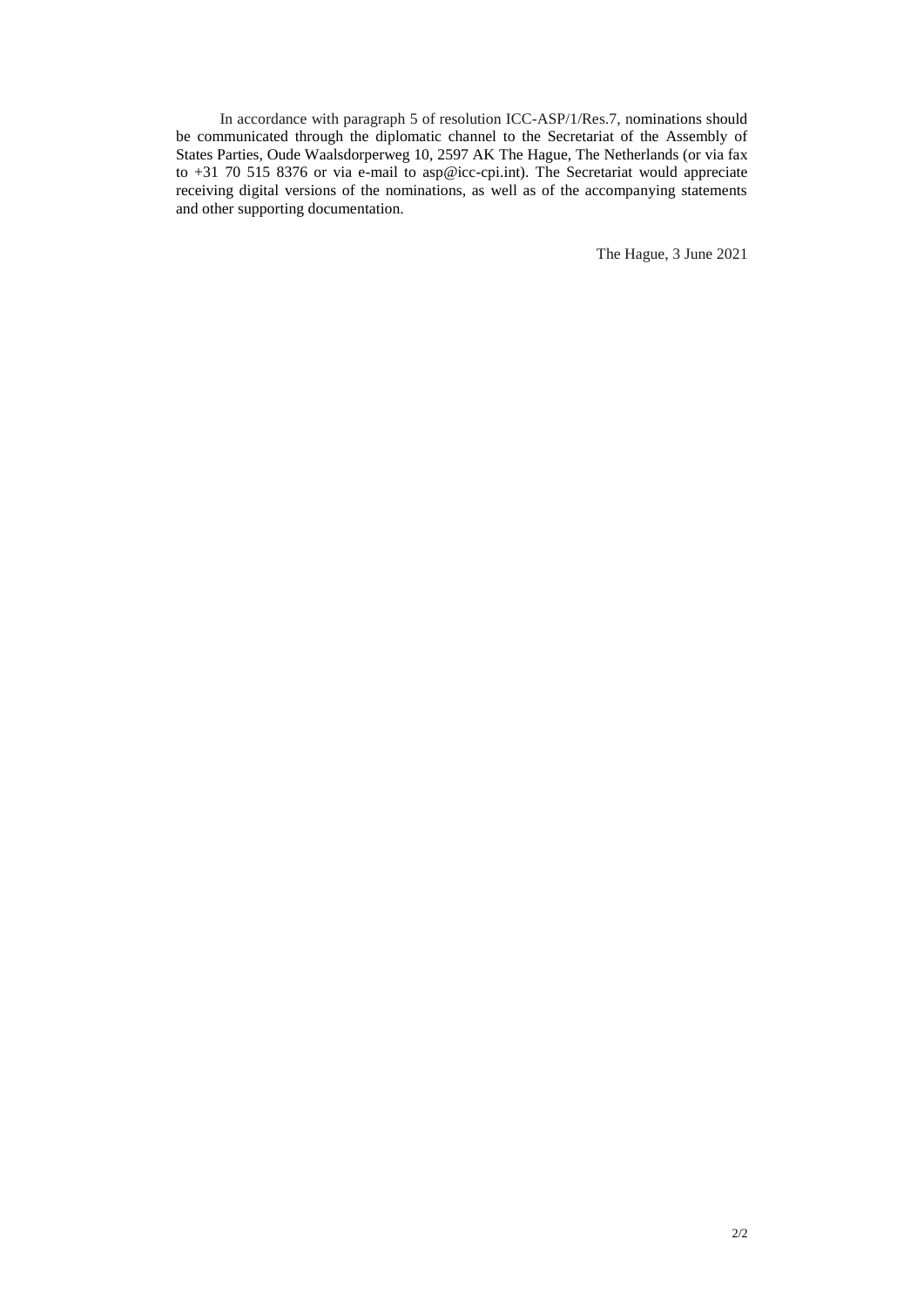In accordance with paragraph 5 of resolution ICC-ASP/1/Res.7, nominations should be communicated through the diplomatic channel to the Secretariat of the Assembly of States Parties, Oude Waalsdorperweg 10, 2597 AK The Hague, The Netherlands (or via fax to +31 70 515 8376 or via e-mail to asp@icc-cpi.int). The Secretariat would appreciate receiving digital versions of the nominations, as well as of the accompanying statements and other supporting documentation.

The Hague, 3 June 2021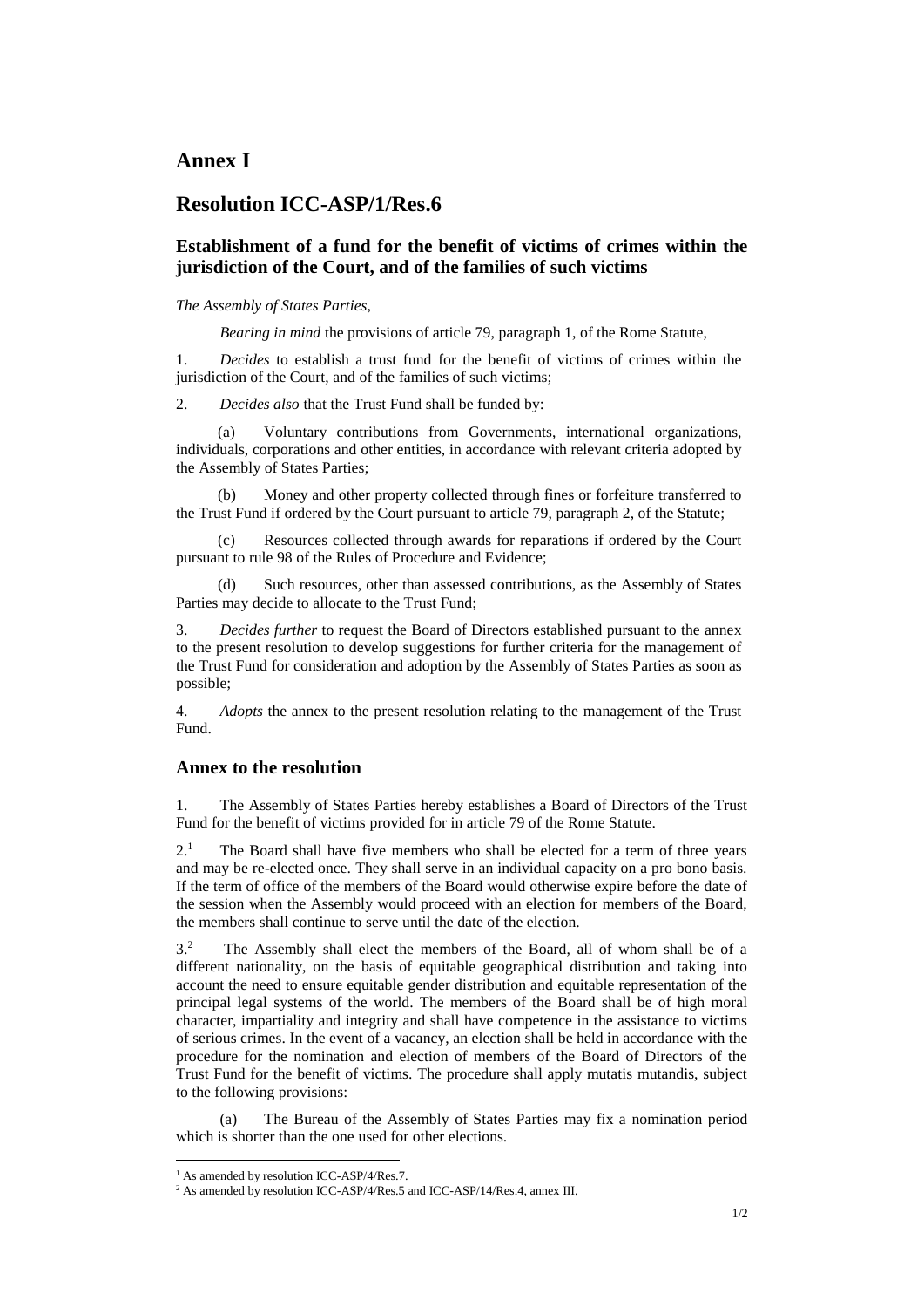# Annex I

# Resolution ICC-ASP/1/Res.6

## Establishment of a fund for the benefit of victims of crimes within the jurisdiction of the Court, and of the families of such victims

*The Assembly of States Parties*,

*Bearing in mind* the provisions of article 79, paragraph 1, of the Rome Statute,

1. *Decides* to establish a trust fund for the benefit of victims of crimes within the jurisdiction of the Court, and of the families of such victims;

2. *Decides also* that the Trust Fund shall be funded by:

(a) Voluntary contributions from Governments, international organizations, individuals, corporations and other entities, in accordance with relevant criteria adopted by the Assembly of States Parties;

(b) Money and other property collected through fines or forfeiture transferred to the Trust Fund if ordered by the Court pursuant to article 79, paragraph 2, of the Statute;

(c) Resources collected through awards for reparations if ordered by the Court pursuant to rule 98 of the Rules of Procedure and Evidence;

(d) Such resources, other than assessed contributions, as the Assembly of States Parties may decide to allocate to the Trust Fund;

3. *Decides further* to request the Board of Directors established pursuant to the annex to the present resolution to develop suggestions for further criteria for the management of the Trust Fund for consideration and adoption by the Assembly of States Parties as soon as possible;

4. *Adopts* the annex to the present resolution relating to the management of the Trust Fund.

### Annex to the resolution

1. The Assembly of States Parties hereby establishes a Board of Directors of the Trust Fund for the benefit of victims provided for in article 79 of the Rome Statute.

2.[1] The Board shall have five members who shall be elected for a term of three years and may be re-elected once. They shall serve in an individual capacity on a pro bono basis. If the term of office of the members of the Board would otherwise expire before the date of the session when the Assembly would proceed with an election for members of the Board, the members shall continue to serve until the date of the election.

3.[2] The Assembly shall elect the members of the Board, all of whom shall be of a different nationality, on the basis of equitable geographical distribution and taking into account the need to ensure equitable gender distribution and equitable representation of the principal legal systems of the world. The members of the Board shall be of high moral character, impartiality and integrity and shall have competence in the assistance to victims of serious crimes. In the event of a vacancy, an election shall be held in accordance with the procedure for the nomination and election of members of the Board of Directors of the Trust Fund for the benefit of victims. The procedure shall apply mutatis mutandis, subject to the following provisions:

(a) The Bureau of the Assembly of States Parties may fix a nomination period which is shorter than the one used for other elections.

---

[1] As amended by resolution ICC-ASP/4/Res.7.

[2] As amended by resolution ICC-ASP/4/Res.5 and ICC-ASP/14/Res.4, annex III.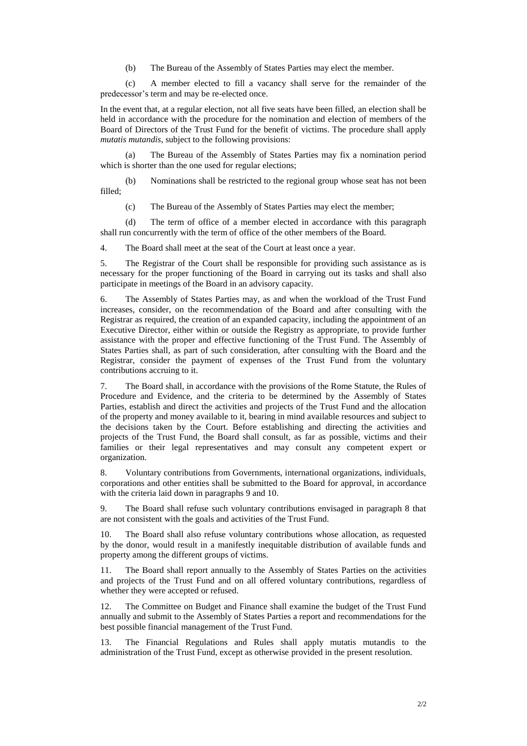(b) The Bureau of the Assembly of States Parties may elect the member.

(c) A member elected to fill a vacancy shall serve for the remainder of the predecessor's term and may be re-elected once.

In the event that, at a regular election, not all five seats have been filled, an election shall be held in accordance with the procedure for the nomination and election of members of the Board of Directors of the Trust Fund for the benefit of victims. The procedure shall apply *mutatis mutandis*, subject to the following provisions:

(a) The Bureau of the Assembly of States Parties may fix a nomination period which is shorter than the one used for regular elections;

(b) Nominations shall be restricted to the regional group whose seat has not been filled;

(c) The Bureau of the Assembly of States Parties may elect the member;

(d) The term of office of a member elected in accordance with this paragraph shall run concurrently with the term of office of the other members of the Board.

4. The Board shall meet at the seat of the Court at least once a year.

5. The Registrar of the Court shall be responsible for providing such assistance as is necessary for the proper functioning of the Board in carrying out its tasks and shall also participate in meetings of the Board in an advisory capacity.

6. The Assembly of States Parties may, as and when the workload of the Trust Fund increases, consider, on the recommendation of the Board and after consulting with the Registrar as required, the creation of an expanded capacity, including the appointment of an Executive Director, either within or outside the Registry as appropriate, to provide further assistance with the proper and effective functioning of the Trust Fund. The Assembly of States Parties shall, as part of such consideration, after consulting with the Board and the Registrar, consider the payment of expenses of the Trust Fund from the voluntary contributions accruing to it.

7. The Board shall, in accordance with the provisions of the Rome Statute, the Rules of Procedure and Evidence, and the criteria to be determined by the Assembly of States Parties, establish and direct the activities and projects of the Trust Fund and the allocation of the property and money available to it, bearing in mind available resources and subject to the decisions taken by the Court. Before establishing and directing the activities and projects of the Trust Fund, the Board shall consult, as far as possible, victims and their families or their legal representatives and may consult any competent expert or organization.

8. Voluntary contributions from Governments, international organizations, individuals, corporations and other entities shall be submitted to the Board for approval, in accordance with the criteria laid down in paragraphs 9 and 10.

9. The Board shall refuse such voluntary contributions envisaged in paragraph 8 that are not consistent with the goals and activities of the Trust Fund.

10. The Board shall also refuse voluntary contributions whose allocation, as requested by the donor, would result in a manifestly inequitable distribution of available funds and property among the different groups of victims.

11. The Board shall report annually to the Assembly of States Parties on the activities and projects of the Trust Fund and on all offered voluntary contributions, regardless of whether they were accepted or refused.

12. The Committee on Budget and Finance shall examine the budget of the Trust Fund annually and submit to the Assembly of States Parties a report and recommendations for the best possible financial management of the Trust Fund.

13. The Financial Regulations and Rules shall apply mutatis mutandis to the administration of the Trust Fund, except as otherwise provided in the present resolution.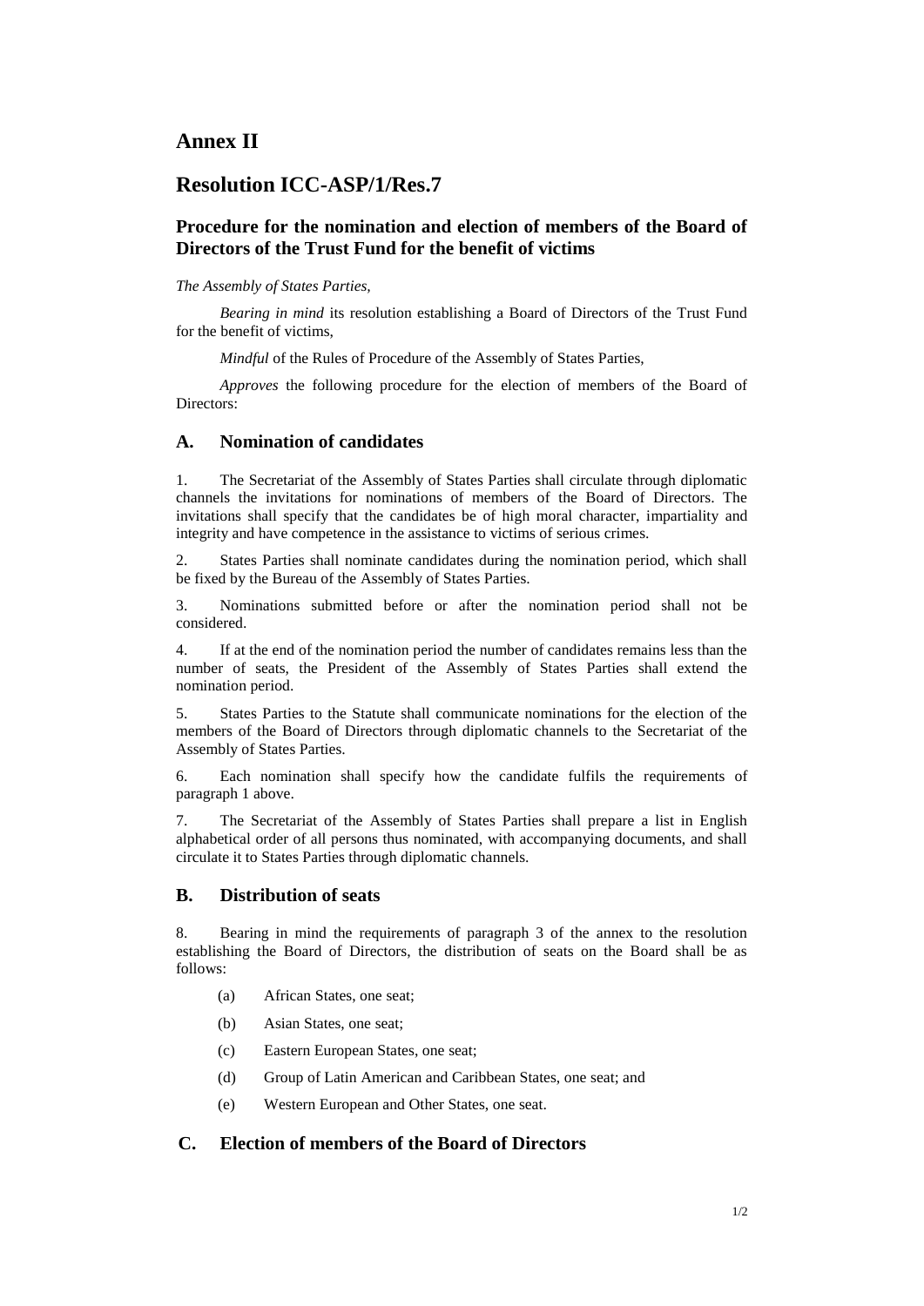# Annex II

# Resolution ICC-ASP/1/Res.7

## Procedure for the nomination and election of members of the Board of Directors of the Trust Fund for the benefit of victims

*The Assembly of States Parties,*

*Bearing in mind* its resolution establishing a Board of Directors of the Trust Fund for the benefit of victims,

*Mindful* of the Rules of Procedure of the Assembly of States Parties,

*Approves* the following procedure for the election of members of the Board of Directors:

### A. Nomination of candidates

1. The Secretariat of the Assembly of States Parties shall circulate through diplomatic channels the invitations for nominations of members of the Board of Directors. The invitations shall specify that the candidates be of high moral character, impartiality and integrity and have competence in the assistance to victims of serious crimes.

2. States Parties shall nominate candidates during the nomination period, which shall be fixed by the Bureau of the Assembly of States Parties.

3. Nominations submitted before or after the nomination period shall not be considered.

4. If at the end of the nomination period the number of candidates remains less than the number of seats, the President of the Assembly of States Parties shall extend the nomination period.

5. States Parties to the Statute shall communicate nominations for the election of the members of the Board of Directors through diplomatic channels to the Secretariat of the Assembly of States Parties.

6. Each nomination shall specify how the candidate fulfils the requirements of paragraph 1 above.

7. The Secretariat of the Assembly of States Parties shall prepare a list in English alphabetical order of all persons thus nominated, with accompanying documents, and shall circulate it to States Parties through diplomatic channels.

### B. Distribution of seats

8. Bearing in mind the requirements of paragraph 3 of the annex to the resolution establishing the Board of Directors, the distribution of seats on the Board shall be as follows:

(a) African States, one seat;

(b) Asian States, one seat;

(c) Eastern European States, one seat;

(d) Group of Latin American and Caribbean States, one seat; and

(e) Western European and Other States, one seat.

### C. Election of members of the Board of Directors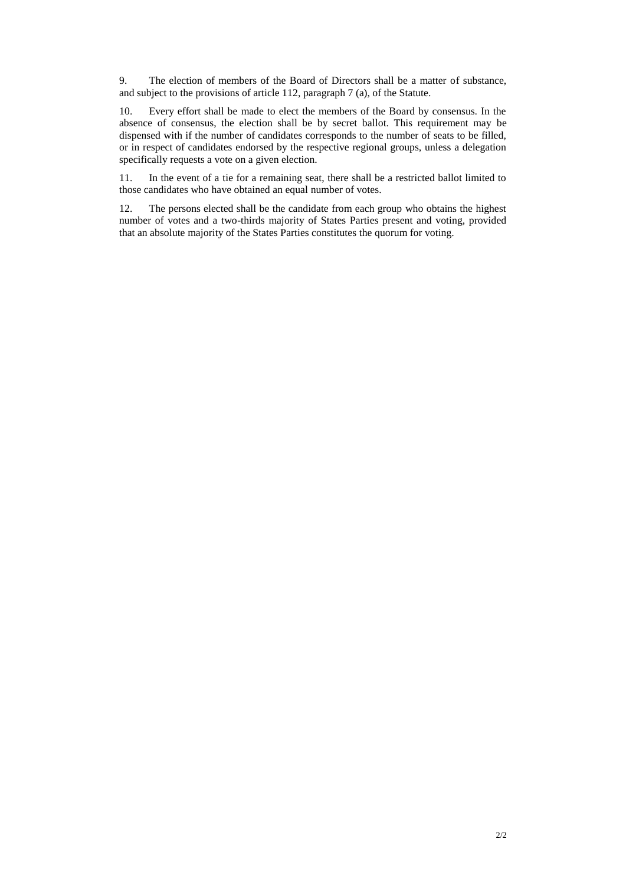9. The election of members of the Board of Directors shall be a matter of substance, and subject to the provisions of article 112, paragraph 7 (a), of the Statute.

10. Every effort shall be made to elect the members of the Board by consensus. In the absence of consensus, the election shall be by secret ballot. This requirement may be dispensed with if the number of candidates corresponds to the number of seats to be filled, or in respect of candidates endorsed by the respective regional groups, unless a delegation specifically requests a vote on a given election.

11. In the event of a tie for a remaining seat, there shall be a restricted ballot limited to those candidates who have obtained an equal number of votes.

12. The persons elected shall be the candidate from each group who obtains the highest number of votes and a two-thirds majority of States Parties present and voting, provided that an absolute majority of the States Parties constitutes the quorum for voting.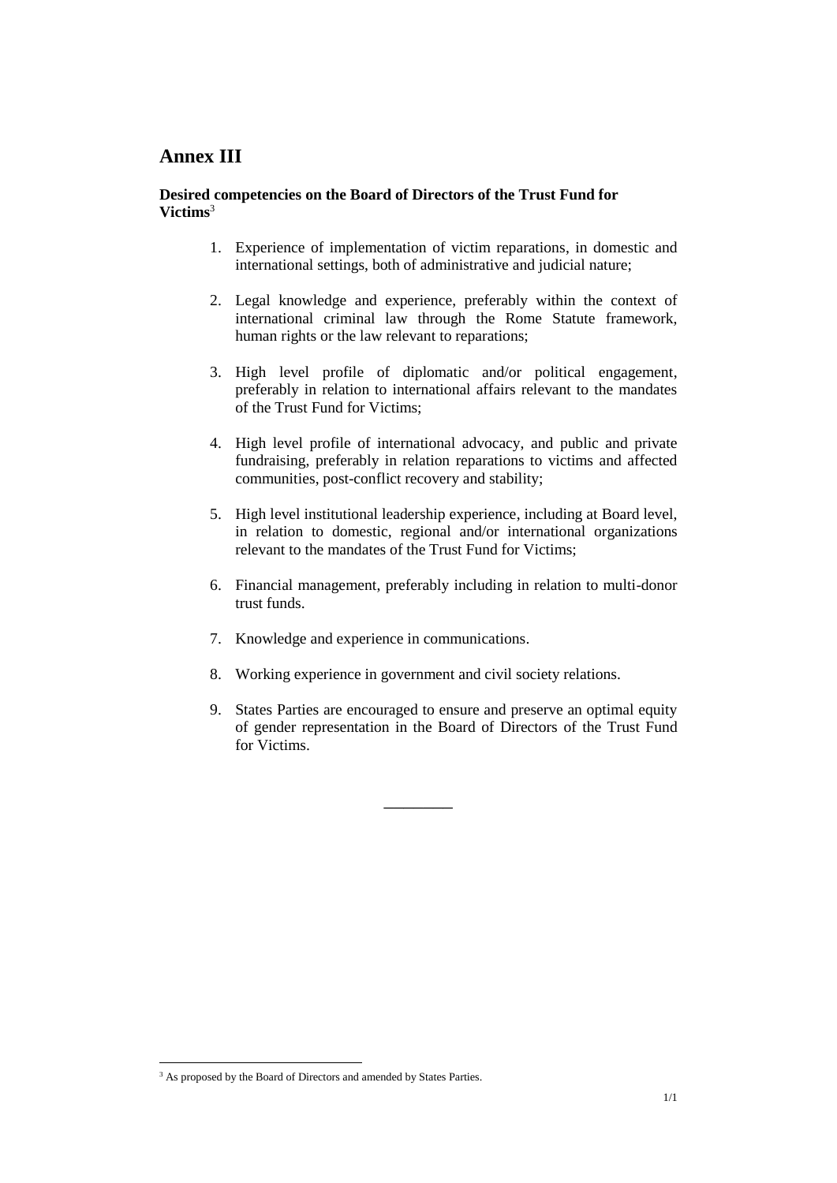# Annex III

**Desired competencies on the Board of Directors of the Trust Fund for Victims**[3]

1. Experience of implementation of victim reparations, in domestic and international settings, both of administrative and judicial nature;

2. Legal knowledge and experience, preferably within the context of international criminal law through the Rome Statute framework, human rights or the law relevant to reparations;

3. High level profile of diplomatic and/or political engagement, preferably in relation to international affairs relevant to the mandates of the Trust Fund for Victims;

4. High level profile of international advocacy, and public and private fundraising, preferably in relation reparations to victims and affected communities, post-conflict recovery and stability;

5. High level institutional leadership experience, including at Board level, in relation to domestic, regional and/or international organizations relevant to the mandates of the Trust Fund for Victims;

6. Financial management, preferably including in relation to multi-donor trust funds.

7. Knowledge and experience in communications.

8. Working experience in government and civil society relations.

9. States Parties are encouraged to ensure and preserve an optimal equity of gender representation in the Board of Directors of the Trust Fund for Victims.

---

[3] As proposed by the Board of Directors and amended by States Parties.